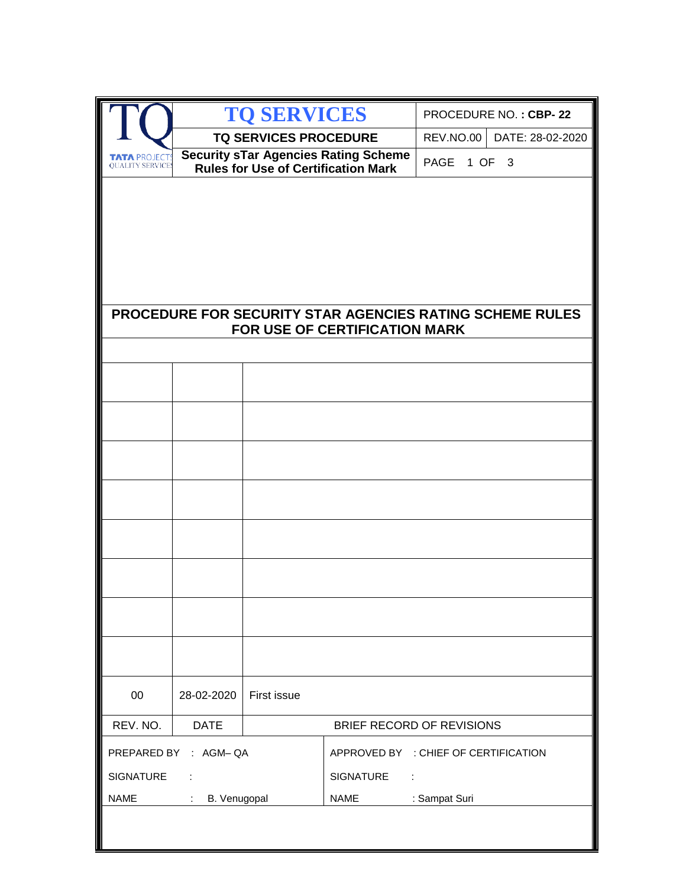| TQ TATA PROJECTS QUALITY SERVICES | TQ SERVICES | PROCEDURE NO. : **CBP- 22** | |
|---|---|---|---|
| | **TQ SERVICES PROCEDURE** | REV.NO.00 | DATE: 28-02-2020 |
| | **Security sTar Agencies Rating Scheme Rules for Use of Certification Mark** | PAGE 1 OF 3 | |

# PROCEDURE FOR SECURITY STAR AGENCIES RATING SCHEME RULES FOR USE OF CERTIFICATION MARK

| REV. NO. | DATE | BRIEF RECORD OF REVISIONS |
|---|---|---|
| 00 | 28-02-2020 | First issue |

| | |
|---|---|
| PREPARED BY : AGM– QA | APPROVED BY : CHIEF OF CERTIFICATION |
| SIGNATURE : | SIGNATURE : |
| NAME : B. Venugopal | NAME : Sampat Suri |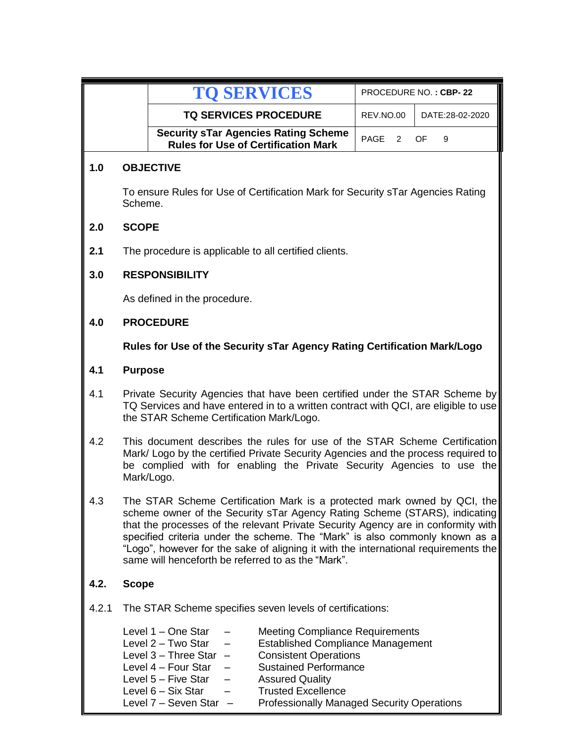## 1.0 OBJECTIVE

To ensure Rules for Use of Certification Mark for Security sTar Agencies Rating Scheme.

## 2.0 SCOPE

**2.1** The procedure is applicable to all certified clients.

## 3.0 RESPONSIBILITY

As defined in the procedure.

## 4.0 PROCEDURE

**Rules for Use of the Security sTar Agency Rating Certification Mark/Logo**

### 4.1 Purpose

4.1 Private Security Agencies that have been certified under the STAR Scheme by TQ Services and have entered in to a written contract with QCI, are eligible to use the STAR Scheme Certification Mark/Logo.

4.2 This document describes the rules for use of the STAR Scheme Certification Mark/ Logo by the certified Private Security Agencies and the process required to be complied with for enabling the Private Security Agencies to use the Mark/Logo.

4.3 The STAR Scheme Certification Mark is a protected mark owned by QCI, the scheme owner of the Security sTar Agency Rating Scheme (STARS), indicating that the processes of the relevant Private Security Agency are in conformity with specified criteria under the scheme. The "Mark" is also commonly known as a "Logo", however for the sake of aligning it with the international requirements the same will henceforth be referred to as the "Mark".

### 4.2. Scope

4.2.1 The STAR Scheme specifies seven levels of certifications:

| | | |
|---|---|---|
| Level 1 – One Star | – | Meeting Compliance Requirements |
| Level 2 – Two Star | – | Established Compliance Management |
| Level 3 – Three Star | – | Consistent Operations |
| Level 4 – Four Star | – | Sustained Performance |
| Level 5 – Five Star | – | Assured Quality |
| Level 6 – Six Star | – | Trusted Excellence |
| Level 7 – Seven Star | – | Professionally Managed Security Operations |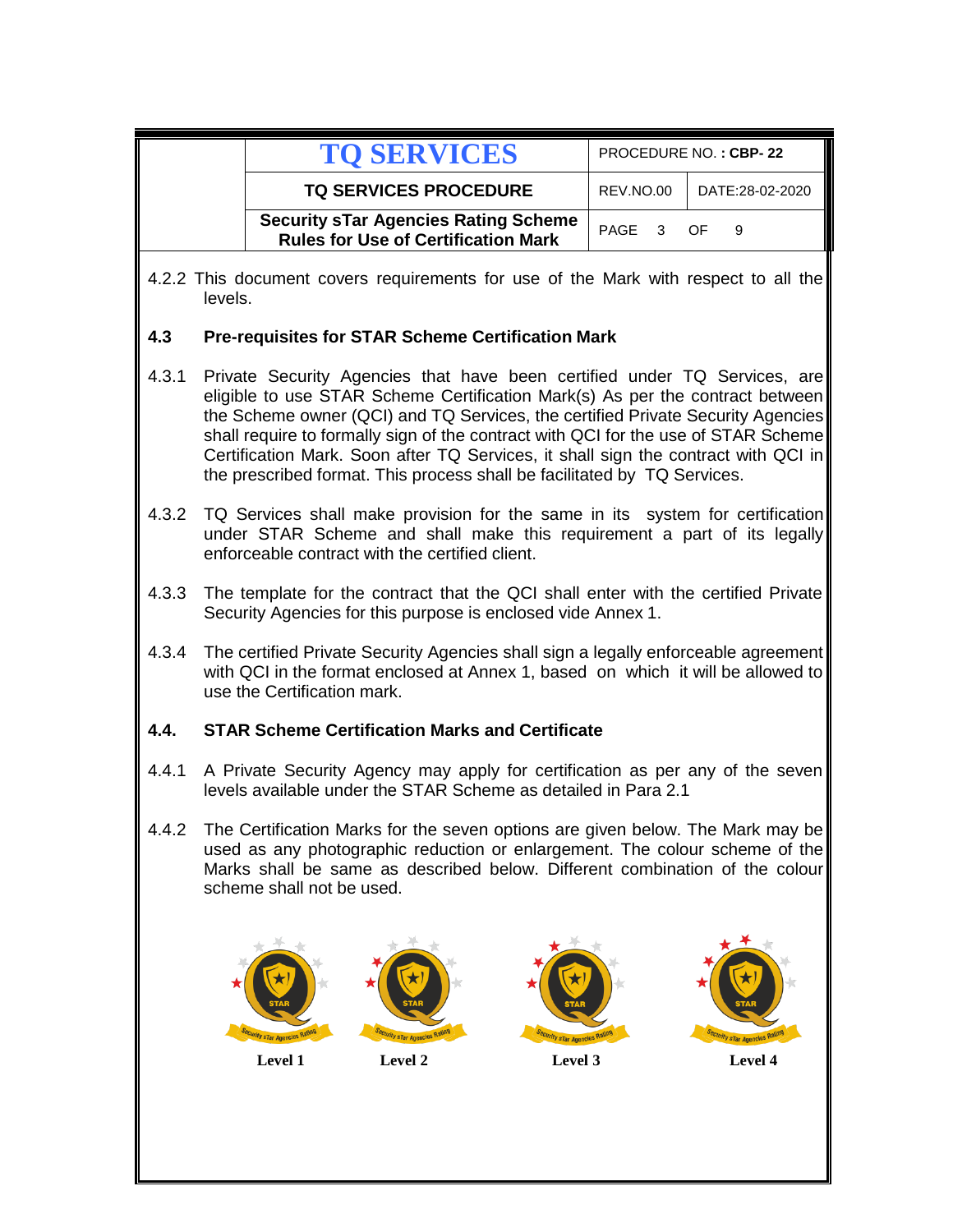4.2.2 This document covers requirements for use of the Mark with respect to all the levels.

### 4.3 Pre-requisites for STAR Scheme Certification Mark

4.3.1 Private Security Agencies that have been certified under TQ Services, are eligible to use STAR Scheme Certification Mark(s) As per the contract between the Scheme owner (QCI) and TQ Services, the certified Private Security Agencies shall require to formally sign of the contract with QCI for the use of STAR Scheme Certification Mark. Soon after TQ Services, it shall sign the contract with QCI in the prescribed format. This process shall be facilitated by TQ Services.

4.3.2 TQ Services shall make provision for the same in its system for certification under STAR Scheme and shall make this requirement a part of its legally enforceable contract with the certified client.

4.3.3 The template for the contract that the QCI shall enter with the certified Private Security Agencies for this purpose is enclosed vide Annex 1.

4.3.4 The certified Private Security Agencies shall sign a legally enforceable agreement with QCI in the format enclosed at Annex 1, based on which it will be allowed to use the Certification mark.

### 4.4. STAR Scheme Certification Marks and Certificate

4.4.1 A Private Security Agency may apply for certification as per any of the seven levels available under the STAR Scheme as detailed in Para 2.1

4.4.2 The Certification Marks for the seven options are given below. The Mark may be used as any photographic reduction or enlargement. The colour scheme of the Marks shall be same as described below. Different combination of the colour scheme shall not be used.

Level 1 Level 2 Level 3 Level 4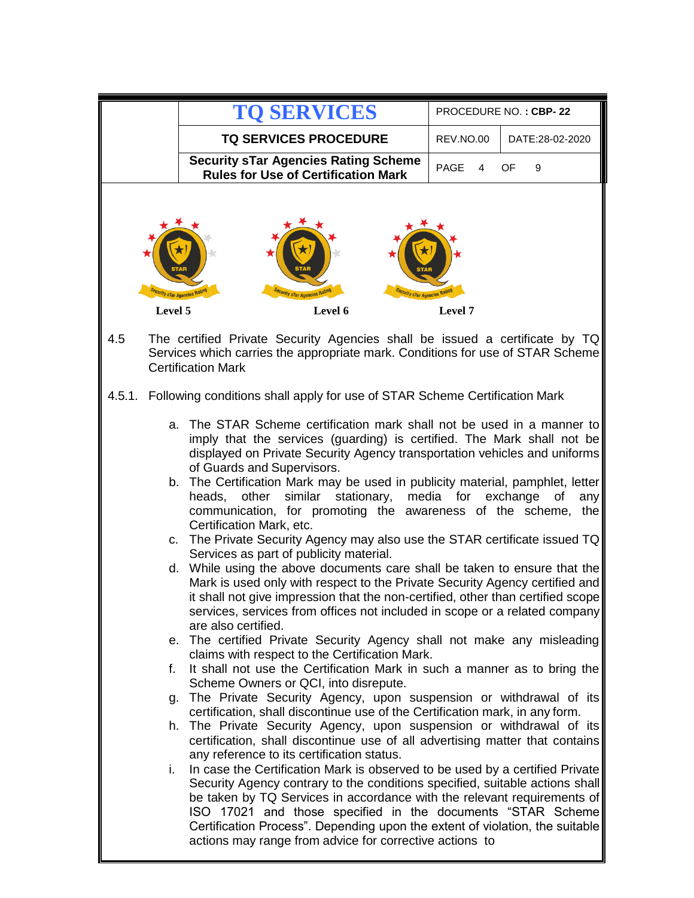Level 5 Level 6 Level 7

4.5 The certified Private Security Agencies shall be issued a certificate by TQ Services which carries the appropriate mark. Conditions for use of STAR Scheme Certification Mark

4.5.1. Following conditions shall apply for use of STAR Scheme Certification Mark

a. The STAR Scheme certification mark shall not be used in a manner to imply that the services (guarding) is certified. The Mark shall not be displayed on Private Security Agency transportation vehicles and uniforms of Guards and Supervisors.
b. The Certification Mark may be used in publicity material, pamphlet, letter heads, other similar stationary, media for exchange of any communication, for promoting the awareness of the scheme, the Certification Mark, etc.
c. The Private Security Agency may also use the STAR certificate issued TQ Services as part of publicity material.
d. While using the above documents care shall be taken to ensure that the Mark is used only with respect to the Private Security Agency certified and it shall not give impression that the non-certified, other than certified scope services, services from offices not included in scope or a related company are also certified.
e. The certified Private Security Agency shall not make any misleading claims with respect to the Certification Mark.
f. It shall not use the Certification Mark in such a manner as to bring the Scheme Owners or QCI, into disrepute.
g. The Private Security Agency, upon suspension or withdrawal of its certification, shall discontinue use of the Certification mark, in any form.
h. The Private Security Agency, upon suspension or withdrawal of its certification, shall discontinue use of all advertising matter that contains any reference to its certification status.
i. In case the Certification Mark is observed to be used by a certified Private Security Agency contrary to the conditions specified, suitable actions shall be taken by TQ Services in accordance with the relevant requirements of ISO 17021 and those specified in the documents "STAR Scheme Certification Process". Depending upon the extent of violation, the suitable actions may range from advice for corrective actions to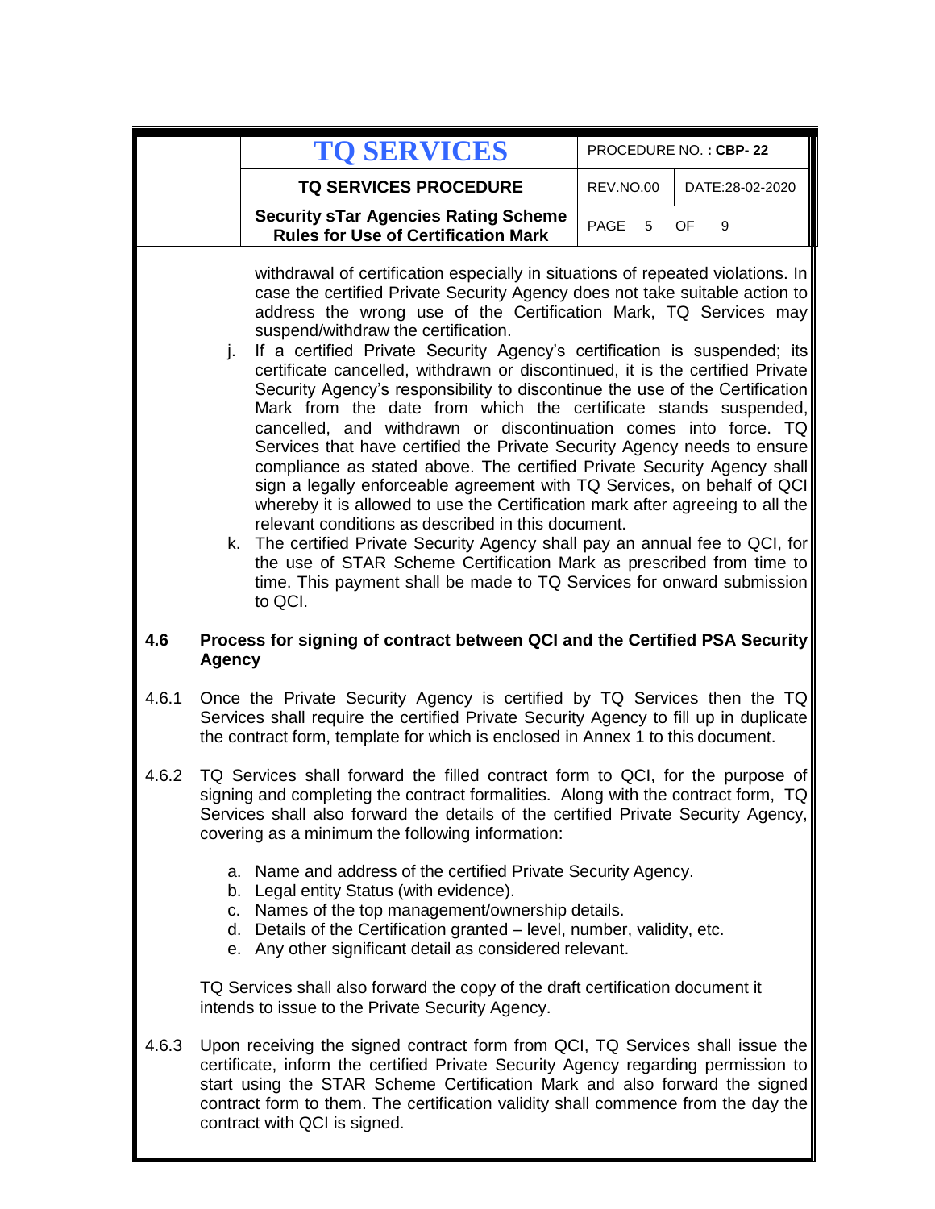withdrawal of certification especially in situations of repeated violations. In case the certified Private Security Agency does not take suitable action to address the wrong use of the Certification Mark, TQ Services may suspend/withdraw the certification.

j. If a certified Private Security Agency's certification is suspended; its certificate cancelled, withdrawn or discontinued, it is the certified Private Security Agency's responsibility to discontinue the use of the Certification Mark from the date from which the certificate stands suspended, cancelled, and withdrawn or discontinuation comes into force. TQ Services that have certified the Private Security Agency needs to ensure compliance as stated above. The certified Private Security Agency shall sign a legally enforceable agreement with TQ Services, on behalf of QCI whereby it is allowed to use the Certification mark after agreeing to all the relevant conditions as described in this document.

k. The certified Private Security Agency shall pay an annual fee to QCI, for the use of STAR Scheme Certification Mark as prescribed from time to time. This payment shall be made to TQ Services for onward submission to QCI.

## 4.6 Process for signing of contract between QCI and the Certified PSA Security Agency

4.6.1 Once the Private Security Agency is certified by TQ Services then the TQ Services shall require the certified Private Security Agency to fill up in duplicate the contract form, template for which is enclosed in Annex 1 to this document.

4.6.2 TQ Services shall forward the filled contract form to QCI, for the purpose of signing and completing the contract formalities. Along with the contract form, TQ Services shall also forward the details of the certified Private Security Agency, covering as a minimum the following information:

a. Name and address of the certified Private Security Agency.
b. Legal entity Status (with evidence).
c. Names of the top management/ownership details.
d. Details of the Certification granted – level, number, validity, etc.
e. Any other significant detail as considered relevant.

TQ Services shall also forward the copy of the draft certification document it intends to issue to the Private Security Agency.

4.6.3 Upon receiving the signed contract form from QCI, TQ Services shall issue the certificate, inform the certified Private Security Agency regarding permission to start using the STAR Scheme Certification Mark and also forward the signed contract form to them. The certification validity shall commence from the day the contract with QCI is signed.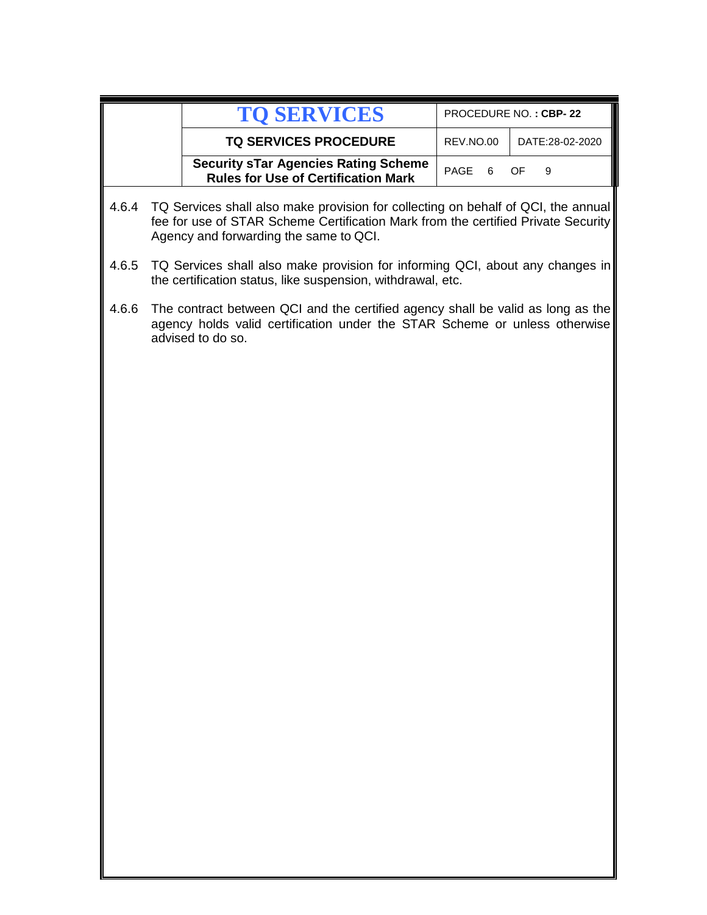4.6.4 TQ Services shall also make provision for collecting on behalf of QCI, the annual fee for use of STAR Scheme Certification Mark from the certified Private Security Agency and forwarding the same to QCI.

4.6.5 TQ Services shall also make provision for informing QCI, about any changes in the certification status, like suspension, withdrawal, etc.

4.6.6 The contract between QCI and the certified agency shall be valid as long as the agency holds valid certification under the STAR Scheme or unless otherwise advised to do so.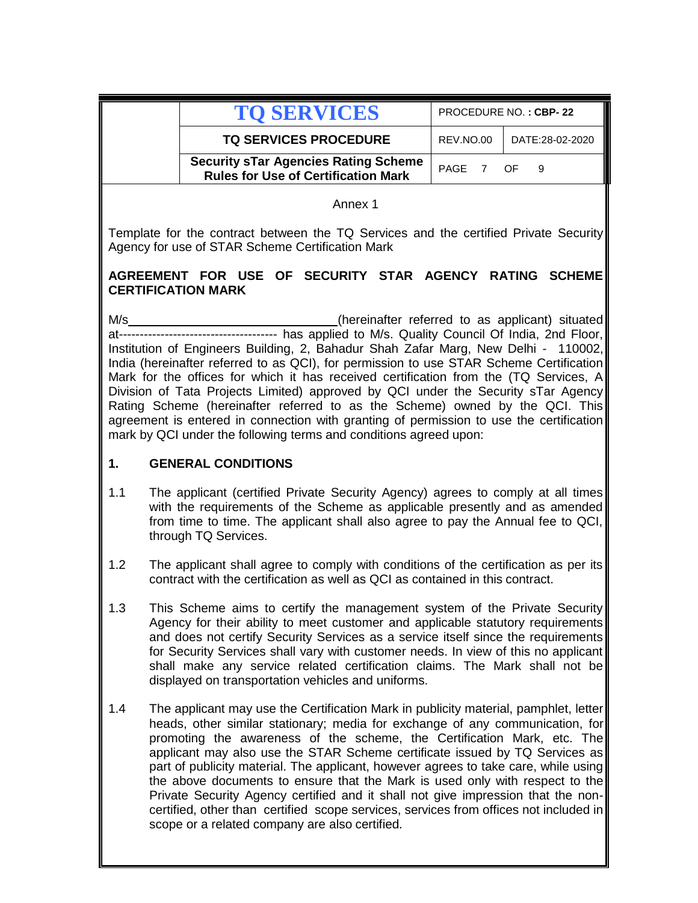Annex 1

Template for the contract between the TQ Services and the certified Private Security Agency for use of STAR Scheme Certification Mark

## AGREEMENT FOR USE OF SECURITY STAR AGENCY RATING SCHEME CERTIFICATION MARK

M/s\_\_\_\_\_\_\_\_\_\_\_\_\_\_\_\_\_\_\_\_\_\_\_\_\_\_\_\_\_\_(hereinafter referred to as applicant) situated at------------------------------------- has applied to M/s. Quality Council Of India, 2nd Floor, Institution of Engineers Building, 2, Bahadur Shah Zafar Marg, New Delhi - 110002, India (hereinafter referred to as QCI), for permission to use STAR Scheme Certification Mark for the offices for which it has received certification from the (TQ Services, A Division of Tata Projects Limited) approved by QCI under the Security sTar Agency Rating Scheme (hereinafter referred to as the Scheme) owned by the QCI. This agreement is entered in connection with granting of permission to use the certification mark by QCI under the following terms and conditions agreed upon:

### 1. GENERAL CONDITIONS

1.1 The applicant (certified Private Security Agency) agrees to comply at all times with the requirements of the Scheme as applicable presently and as amended from time to time. The applicant shall also agree to pay the Annual fee to QCI, through TQ Services.

1.2 The applicant shall agree to comply with conditions of the certification as per its contract with the certification as well as QCI as contained in this contract.

1.3 This Scheme aims to certify the management system of the Private Security Agency for their ability to meet customer and applicable statutory requirements and does not certify Security Services as a service itself since the requirements for Security Services shall vary with customer needs. In view of this no applicant shall make any service related certification claims. The Mark shall not be displayed on transportation vehicles and uniforms.

1.4 The applicant may use the Certification Mark in publicity material, pamphlet, letter heads, other similar stationary; media for exchange of any communication, for promoting the awareness of the scheme, the Certification Mark, etc. The applicant may also use the STAR Scheme certificate issued by TQ Services as part of publicity material. The applicant, however agrees to take care, while using the above documents to ensure that the Mark is used only with respect to the Private Security Agency certified and it shall not give impression that the non-certified, other than certified scope services, services from offices not included in scope or a related company are also certified.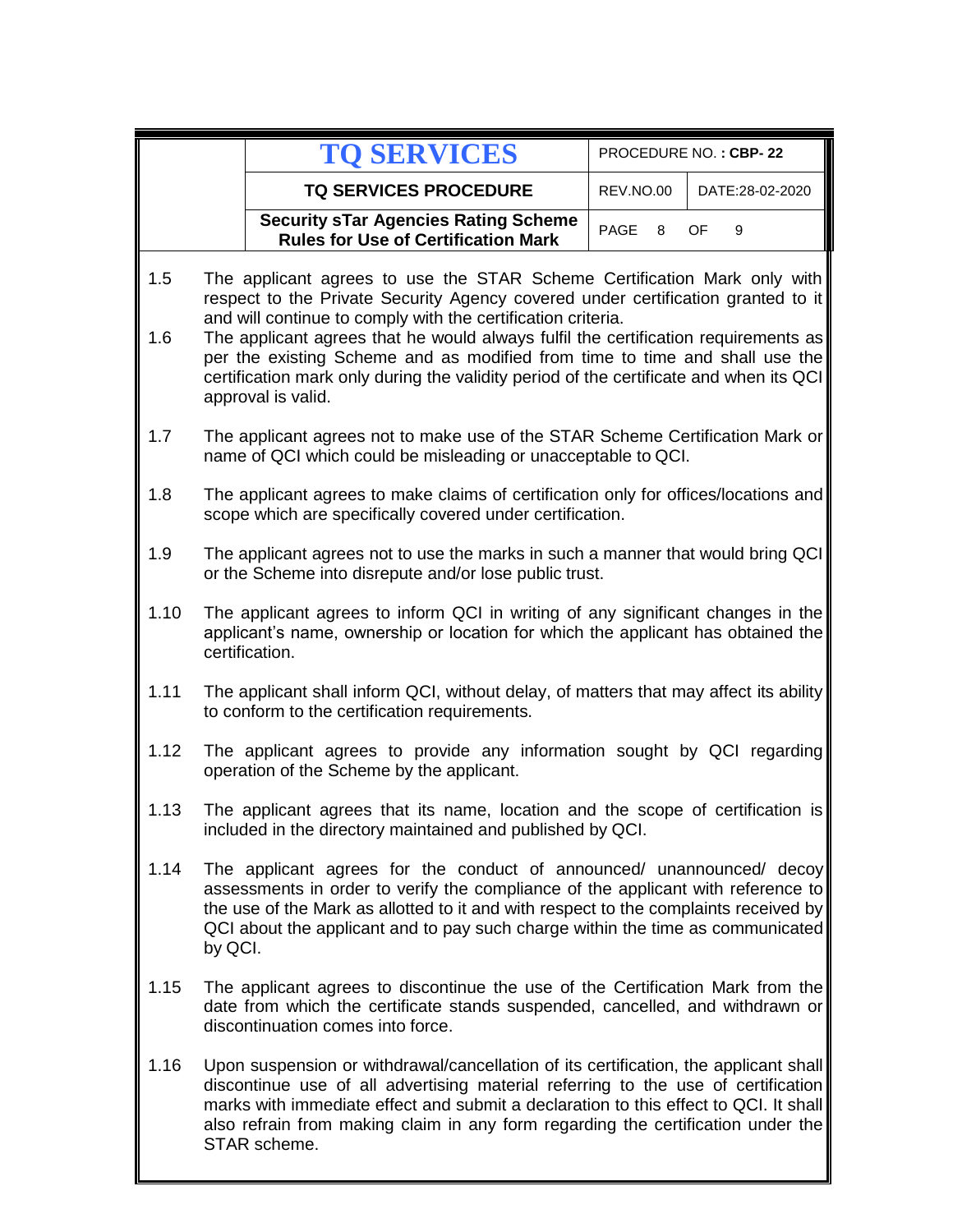1.5 The applicant agrees to use the STAR Scheme Certification Mark only with respect to the Private Security Agency covered under certification granted to it and will continue to comply with the certification criteria.

1.6 The applicant agrees that he would always fulfil the certification requirements as per the existing Scheme and as modified from time to time and shall use the certification mark only during the validity period of the certificate and when its QCI approval is valid.

1.7 The applicant agrees not to make use of the STAR Scheme Certification Mark or name of QCI which could be misleading or unacceptable to QCI.

1.8 The applicant agrees to make claims of certification only for offices/locations and scope which are specifically covered under certification.

1.9 The applicant agrees not to use the marks in such a manner that would bring QCI or the Scheme into disrepute and/or lose public trust.

1.10 The applicant agrees to inform QCI in writing of any significant changes in the applicant's name, ownership or location for which the applicant has obtained the certification.

1.11 The applicant shall inform QCI, without delay, of matters that may affect its ability to conform to the certification requirements.

1.12 The applicant agrees to provide any information sought by QCI regarding operation of the Scheme by the applicant.

1.13 The applicant agrees that its name, location and the scope of certification is included in the directory maintained and published by QCI.

1.14 The applicant agrees for the conduct of announced/ unannounced/ decoy assessments in order to verify the compliance of the applicant with reference to the use of the Mark as allotted to it and with respect to the complaints received by QCI about the applicant and to pay such charge within the time as communicated by QCI.

1.15 The applicant agrees to discontinue the use of the Certification Mark from the date from which the certificate stands suspended, cancelled, and withdrawn or discontinuation comes into force.

1.16 Upon suspension or withdrawal/cancellation of its certification, the applicant shall discontinue use of all advertising material referring to the use of certification marks with immediate effect and submit a declaration to this effect to QCI. It shall also refrain from making claim in any form regarding the certification under the STAR scheme.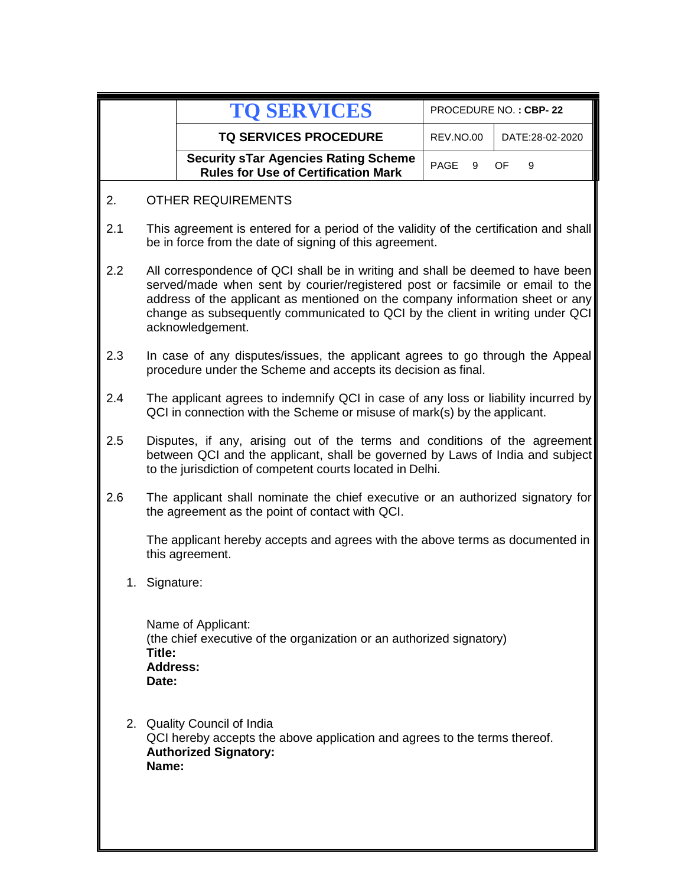## 2. OTHER REQUIREMENTS

2.1 This agreement is entered for a period of the validity of the certification and shall be in force from the date of signing of this agreement.

2.2 All correspondence of QCI shall be in writing and shall be deemed to have been served/made when sent by courier/registered post or facsimile or email to the address of the applicant as mentioned on the company information sheet or any change as subsequently communicated to QCI by the client in writing under QCI acknowledgement.

2.3 In case of any disputes/issues, the applicant agrees to go through the Appeal procedure under the Scheme and accepts its decision as final.

2.4 The applicant agrees to indemnify QCI in case of any loss or liability incurred by QCI in connection with the Scheme or misuse of mark(s) by the applicant.

2.5 Disputes, if any, arising out of the terms and conditions of the agreement between QCI and the applicant, shall be governed by Laws of India and subject to the jurisdiction of competent courts located in Delhi.

2.6 The applicant shall nominate the chief executive or an authorized signatory for the agreement as the point of contact with QCI.

The applicant hereby accepts and agrees with the above terms as documented in this agreement.

1. Signature:

   Name of Applicant:
   (the chief executive of the organization or an authorized signatory)
   **Title:**
   **Address:**
   **Date:**

2. Quality Council of India
   QCI hereby accepts the above application and agrees to the terms thereof.
   **Authorized Signatory:**
   **Name:**